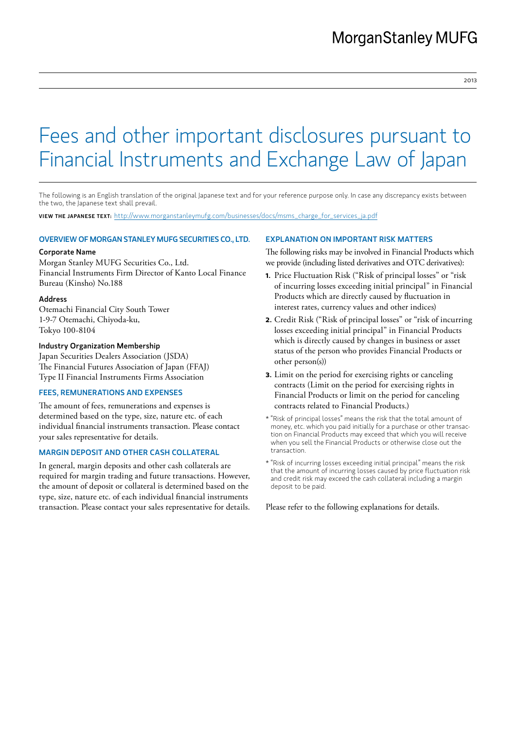MorganStanley MUFG

2013

# Fees and other important disclosures pursuant to Financial Instruments and Exchange Law of Japan

The following is an English translation of the original Japanese text and for your reference purpose only. In case any discrepancy exists between the two, the Japanese text shall prevail.

**VIEW THE JAPANESE TEXT:** http://www.morganstanleymufg.com/businesses/docs/msms_charge_for_services_ja.pdf

## OVERVIEW OF MORGAN STANLEY MUFG SECURITIES CO., LTD.

### Corporate Name

Morgan Stanley MUFG Securities Co., Ltd.
Financial Instruments Firm Director of Kanto Local Finance Bureau (Kinsho) No.188

### Address

Otemachi Financial City South Tower
1-9-7 Otemachi, Chiyoda-ku,
Tokyo 100-8104

### Industry Organization Membership

Japan Securities Dealers Association (JSDA)
The Financial Futures Association of Japan (FFAJ)
Type II Financial Instruments Firms Association

## FEES, REMUNERATIONS AND EXPENSES

The amount of fees, remunerations and expenses is determined based on the type, size, nature etc. of each individual financial instruments transaction. Please contact your sales representative for details.

## MARGIN DEPOSIT AND OTHER CASH COLLATERAL

In general, margin deposits and other cash collaterals are required for margin trading and future transactions. However, the amount of deposit or collateral is determined based on the type, size, nature etc. of each individual financial instruments transaction. Please contact your sales representative for details.

## EXPLANATION ON IMPORTANT RISK MATTERS

The following risks may be involved in Financial Products which we provide (including listed derivatives and OTC derivatives):

1. Price Fluctuation Risk ("Risk of principal losses" or "risk of incurring losses exceeding initial principal" in Financial Products which are directly caused by fluctuation in interest rates, currency values and other indices)
2. Credit Risk ("Risk of principal losses" or "risk of incurring losses exceeding initial principal" in Financial Products which is directly caused by changes in business or asset status of the person who provides Financial Products or other person(s))
3. Limit on the period for exercising rights or canceling contracts (Limit on the period for exercising rights in Financial Products or limit on the period for canceling contracts related to Financial Products.)

\* "Risk of principal losses" means the risk that the total amount of money, etc. which you paid initially for a purchase or other transaction on Financial Products may exceed that which you will receive when you sell the Financial Products or otherwise close out the transaction.

\* "Risk of incurring losses exceeding initial principal" means the risk that the amount of incurring losses caused by price fluctuation risk and credit risk may exceed the cash collateral including a margin deposit to be paid.

Please refer to the following explanations for details.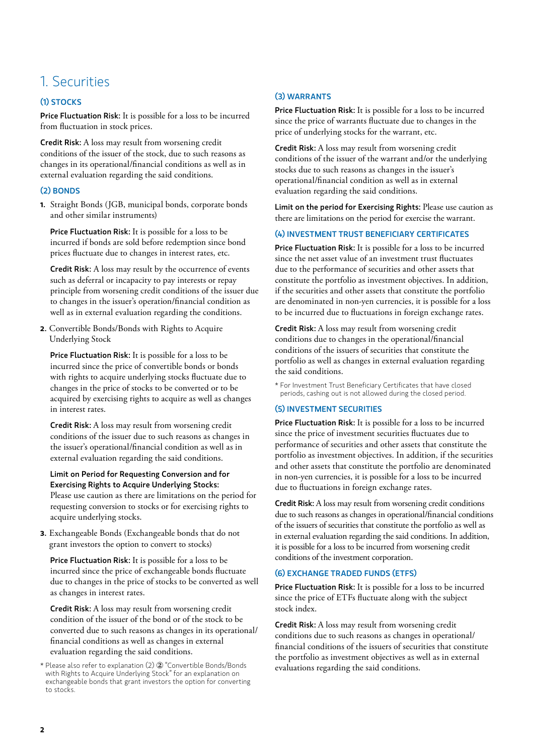# 1. Securities

## (1) STOCKS

**Price Fluctuation Risk:** It is possible for a loss to be incurred from fluctuation in stock prices.

**Credit Risk:** A loss may result from worsening credit conditions of the issuer of the stock, due to such reasons as changes in its operational/financial conditions as well as in external evaluation regarding the said conditions.

## (2) BONDS

**1.** Straight Bonds (JGB, municipal bonds, corporate bonds and other similar instruments)

**Price Fluctuation Risk:** It is possible for a loss to be incurred if bonds are sold before redemption since bond prices fluctuate due to changes in interest rates, etc.

**Credit Risk:** A loss may result by the occurrence of events such as deferral or incapacity to pay interests or repay principle from worsening credit conditions of the issuer due to changes in the issuer's operation/financial condition as well as in external evaluation regarding the conditions.

**2.** Convertible Bonds/Bonds with Rights to Acquire Underlying Stock

**Price Fluctuation Risk:** It is possible for a loss to be incurred since the price of convertible bonds or bonds with rights to acquire underlying stocks fluctuate due to changes in the price of stocks to be converted or to be acquired by exercising rights to acquire as well as changes in interest rates.

**Credit Risk:** A loss may result from worsening credit conditions of the issuer due to such reasons as changes in the issuer's operational/financial condition as well as in external evaluation regarding the said conditions.

**Limit on Period for Requesting Conversion and for Exercising Rights to Acquire Underlying Stocks:** Please use caution as there are limitations on the period for requesting conversion to stocks or for exercising rights to acquire underlying stocks.

**3.** Exchangeable Bonds (Exchangeable bonds that do not grant investors the option to convert to stocks)

**Price Fluctuation Risk:** It is possible for a loss to be incurred since the price of exchangeable bonds fluctuate due to changes in the price of stocks to be converted as well as changes in interest rates.

**Credit Risk:** A loss may result from worsening credit condition of the issuer of the bond or of the stock to be converted due to such reasons as changes in its operational/financial conditions as well as changes in external evaluation regarding the said conditions.

\* Please also refer to explanation (2) ② "Convertible Bonds/Bonds with Rights to Acquire Underlying Stock" for an explanation on exchangeable bonds that grant investors the option for converting to stocks.

## (3) WARRANTS

**Price Fluctuation Risk:** It is possible for a loss to be incurred since the price of warrants fluctuate due to changes in the price of underlying stocks for the warrant, etc.

**Credit Risk:** A loss may result from worsening credit conditions of the issuer of the warrant and/or the underlying stocks due to such reasons as changes in the issuer's operational/financial condition as well as in external evaluation regarding the said conditions.

**Limit on the period for Exercising Rights:** Please use caution as there are limitations on the period for exercise the warrant.

## (4) INVESTMENT TRUST BENEFICIARY CERTIFICATES

**Price Fluctuation Risk:** It is possible for a loss to be incurred since the net asset value of an investment trust fluctuates due to the performance of securities and other assets that constitute the portfolio as investment objectives. In addition, if the securities and other assets that constitute the portfolio are denominated in non-yen currencies, it is possible for a loss to be incurred due to fluctuations in foreign exchange rates.

**Credit Risk:** A loss may result from worsening credit conditions due to changes in the operational/financial conditions of the issuers of securities that constitute the portfolio as well as changes in external evaluation regarding the said conditions.

\* For Investment Trust Beneficiary Certificates that have closed periods, cashing out is not allowed during the closed period.

## (5) INVESTMENT SECURITIES

**Price Fluctuation Risk:** It is possible for a loss to be incurred since the price of investment securities fluctuates due to performance of securities and other assets that constitute the portfolio as investment objectives. In addition, if the securities and other assets that constitute the portfolio are denominated in non-yen currencies, it is possible for a loss to be incurred due to fluctuations in foreign exchange rates.

**Credit Risk:** A loss may result from worsening credit conditions due to such reasons as changes in operational/financial conditions of the issuers of securities that constitute the portfolio as well as in external evaluation regarding the said conditions. In addition, it is possible for a loss to be incurred from worsening credit conditions of the investment corporation.

## (6) EXCHANGE TRADED FUNDS (ETFS)

**Price Fluctuation Risk:** It is possible for a loss to be incurred since the price of ETFs fluctuate along with the subject stock index.

**Credit Risk:** A loss may result from worsening credit conditions due to such reasons as changes in operational/financial conditions of the issuers of securities that constitute the portfolio as investment objectives as well as in external evaluations regarding the said conditions.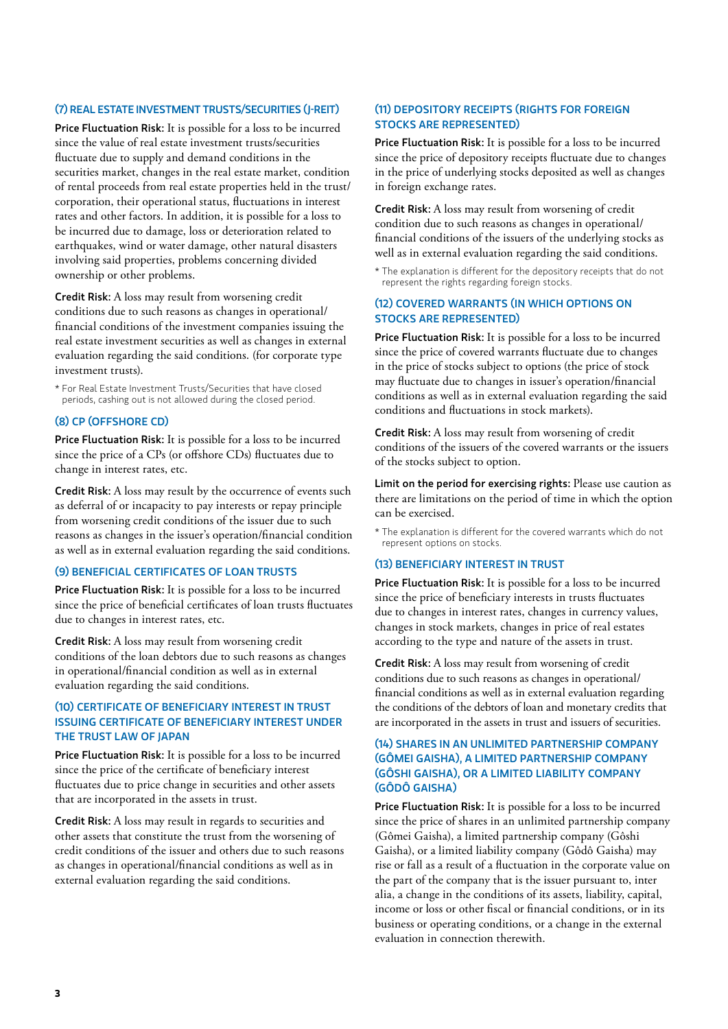### (7) REAL ESTATE INVESTMENT TRUSTS/SECURITIES (J-REIT)

**Price Fluctuation Risk:** It is possible for a loss to be incurred since the value of real estate investment trusts/securities fluctuate due to supply and demand conditions in the securities market, changes in the real estate market, condition of rental proceeds from real estate properties held in the trust/corporation, their operational status, fluctuations in interest rates and other factors. In addition, it is possible for a loss to be incurred due to damage, loss or deterioration related to earthquakes, wind or water damage, other natural disasters involving said properties, problems concerning divided ownership or other problems.

**Credit Risk:** A loss may result from worsening credit conditions due to such reasons as changes in operational/financial conditions of the investment companies issuing the real estate investment securities as well as changes in external evaluation regarding the said conditions. (for corporate type investment trusts).

* For Real Estate Investment Trusts/Securities that have closed periods, cashing out is not allowed during the closed period.

### (8) CP (OFFSHORE CD)

**Price Fluctuation Risk:** It is possible for a loss to be incurred since the price of a CPs (or offshore CDs) fluctuates due to change in interest rates, etc.

**Credit Risk:** A loss may result by the occurrence of events such as deferral of or incapacity to pay interests or repay principle from worsening credit conditions of the issuer due to such reasons as changes in the issuer's operation/financial condition as well as in external evaluation regarding the said conditions.

### (9) BENEFICIAL CERTIFICATES OF LOAN TRUSTS

**Price Fluctuation Risk:** It is possible for a loss to be incurred since the price of beneficial certificates of loan trusts fluctuates due to changes in interest rates, etc.

**Credit Risk:** A loss may result from worsening credit conditions of the loan debtors due to such reasons as changes in operational/financial condition as well as in external evaluation regarding the said conditions.

### (10) CERTIFICATE OF BENEFICIARY INTEREST IN TRUST ISSUING CERTIFICATE OF BENEFICIARY INTEREST UNDER THE TRUST LAW OF JAPAN

**Price Fluctuation Risk:** It is possible for a loss to be incurred since the price of the certificate of beneficiary interest fluctuates due to price change in securities and other assets that are incorporated in the assets in trust.

**Credit Risk:** A loss may result in regards to securities and other assets that constitute the trust from the worsening of credit conditions of the issuer and others due to such reasons as changes in operational/financial conditions as well as in external evaluation regarding the said conditions.

### (11) DEPOSITORY RECEIPTS (RIGHTS FOR FOREIGN STOCKS ARE REPRESENTED)

**Price Fluctuation Risk:** It is possible for a loss to be incurred since the price of depository receipts fluctuate due to changes in the price of underlying stocks deposited as well as changes in foreign exchange rates.

**Credit Risk:** A loss may result from worsening of credit condition due to such reasons as changes in operational/financial conditions of the issuers of the underlying stocks as well as in external evaluation regarding the said conditions.

* The explanation is different for the depository receipts that do not represent the rights regarding foreign stocks.

### (12) COVERED WARRANTS (IN WHICH OPTIONS ON STOCKS ARE REPRESENTED)

**Price Fluctuation Risk:** It is possible for a loss to be incurred since the price of covered warrants fluctuate due to changes in the price of stocks subject to options (the price of stock may fluctuate due to changes in issuer's operation/financial conditions as well as in external evaluation regarding the said conditions and fluctuations in stock markets).

**Credit Risk:** A loss may result from worsening of credit conditions of the issuers of the covered warrants or the issuers of the stocks subject to option.

**Limit on the period for exercising rights:** Please use caution as there are limitations on the period of time in which the option can be exercised.

* The explanation is different for the covered warrants which do not represent options on stocks.

### (13) BENEFICIARY INTEREST IN TRUST

**Price Fluctuation Risk:** It is possible for a loss to be incurred since the price of beneficiary interests in trusts fluctuates due to changes in interest rates, changes in currency values, changes in stock markets, changes in price of real estates according to the type and nature of the assets in trust.

**Credit Risk:** A loss may result from worsening of credit conditions due to such reasons as changes in operational/financial conditions as well as in external evaluation regarding the conditions of the debtors of loan and monetary credits that are incorporated in the assets in trust and issuers of securities.

### (14) SHARES IN AN UNLIMITED PARTNERSHIP COMPANY (GÔMEI GAISHA), A LIMITED PARTNERSHIP COMPANY (GÔSHI GAISHA), OR A LIMITED LIABILITY COMPANY (GÔDÔ GAISHA)

**Price Fluctuation Risk:** It is possible for a loss to be incurred since the price of shares in an unlimited partnership company (Gômei Gaisha), a limited partnership company (Gôshi Gaisha), or a limited liability company (Gôdô Gaisha) may rise or fall as a result of a fluctuation in the corporate value on the part of the company that is the issuer pursuant to, inter alia, a change in the conditions of its assets, liability, capital, income or loss or other fiscal or financial conditions, or in its business or operating conditions, or a change in the external evaluation in connection therewith.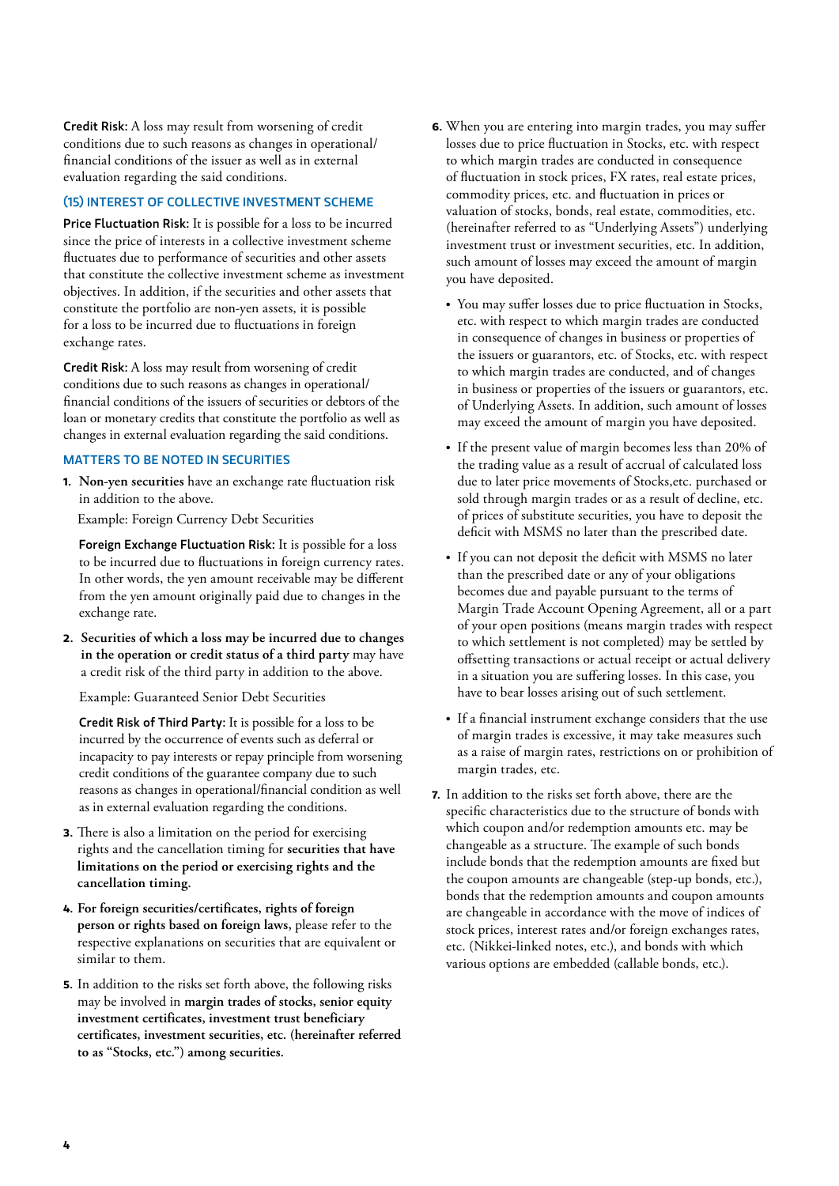**Credit Risk:** A loss may result from worsening of credit conditions due to such reasons as changes in operational/financial conditions of the issuer as well as in external evaluation regarding the said conditions.

### (15) INTEREST OF COLLECTIVE INVESTMENT SCHEME

**Price Fluctuation Risk:** It is possible for a loss to be incurred since the price of interests in a collective investment scheme fluctuates due to performance of securities and other assets that constitute the collective investment scheme as investment objectives. In addition, if the securities and other assets that constitute the portfolio are non-yen assets, it is possible for a loss to be incurred due to fluctuations in foreign exchange rates.

**Credit Risk:** A loss may result from worsening of credit conditions due to such reasons as changes in operational/financial conditions of the issuers of securities or debtors of the loan or monetary credits that constitute the portfolio as well as changes in external evaluation regarding the said conditions.

### MATTERS TO BE NOTED IN SECURITIES

1. **Non-yen securities** have an exchange rate fluctuation risk in addition to the above.

   Example: Foreign Currency Debt Securities

   **Foreign Exchange Fluctuation Risk:** It is possible for a loss to be incurred due to fluctuations in foreign currency rates. In other words, the yen amount receivable may be different from the yen amount originally paid due to changes in the exchange rate.

2. **Securities of which a loss may be incurred due to changes in the operation or credit status of a third party** may have a credit risk of the third party in addition to the above.

   Example: Guaranteed Senior Debt Securities

   **Credit Risk of Third Party:** It is possible for a loss to be incurred by the occurrence of events such as deferral or incapacity to pay interests or repay principle from worsening credit conditions of the guarantee company due to such reasons as changes in operational/financial condition as well as in external evaluation regarding the conditions.

3. There is also a limitation on the period for exercising rights and the cancellation timing for **securities that have limitations on the period or exercising rights and the cancellation timing.**

4. **For foreign securities/certificates, rights of foreign person or rights based on foreign laws,** please refer to the respective explanations on securities that are equivalent or similar to them.

5. In addition to the risks set forth above, the following risks may be involved in **margin trades of stocks, senior equity investment certificates, investment trust beneficiary certificates, investment securities, etc. (hereinafter referred to as "Stocks, etc.") among securities.**

6. When you are entering into margin trades, you may suffer losses due to price fluctuation in Stocks, etc. with respect to which margin trades are conducted in consequence of fluctuation in stock prices, FX rates, real estate prices, commodity prices, etc. and fluctuation in prices or valuation of stocks, bonds, real estate, commodities, etc. (hereinafter referred to as "Underlying Assets") underlying investment trust or investment securities, etc. In addition, such amount of losses may exceed the amount of margin you have deposited.

   - You may suffer losses due to price fluctuation in Stocks, etc. with respect to which margin trades are conducted in consequence of changes in business or properties of the issuers or guarantors, etc. of Stocks, etc. with respect to which margin trades are conducted, and of changes in business or properties of the issuers or guarantors, etc. of Underlying Assets. In addition, such amount of losses may exceed the amount of margin you have deposited.
   - If the present value of margin becomes less than 20% of the trading value as a result of accrual of calculated loss due to later price movements of Stocks,etc. purchased or sold through margin trades or as a result of decline, etc. of prices of substitute securities, you have to deposit the deficit with MSMS no later than the prescribed date.
   - If you can not deposit the deficit with MSMS no later than the prescribed date or any of your obligations becomes due and payable pursuant to the terms of Margin Trade Account Opening Agreement, all or a part of your open positions (means margin trades with respect to which settlement is not completed) may be settled by offsetting transactions or actual receipt or actual delivery in a situation you are suffering losses. In this case, you have to bear losses arising out of such settlement.
   - If a financial instrument exchange considers that the use of margin trades is excessive, it may take measures such as a raise of margin rates, restrictions on or prohibition of margin trades, etc.

7. In addition to the risks set forth above, there are the specific characteristics due to the structure of bonds with which coupon and/or redemption amounts etc. may be changeable as a structure. The example of such bonds include bonds that the redemption amounts are fixed but the coupon amounts are changeable (step-up bonds, etc.), bonds that the redemption amounts and coupon amounts are changeable in accordance with the move of indices of stock prices, interest rates and/or foreign exchanges rates, etc. (Nikkei-linked notes, etc.), and bonds with which various options are embedded (callable bonds, etc.).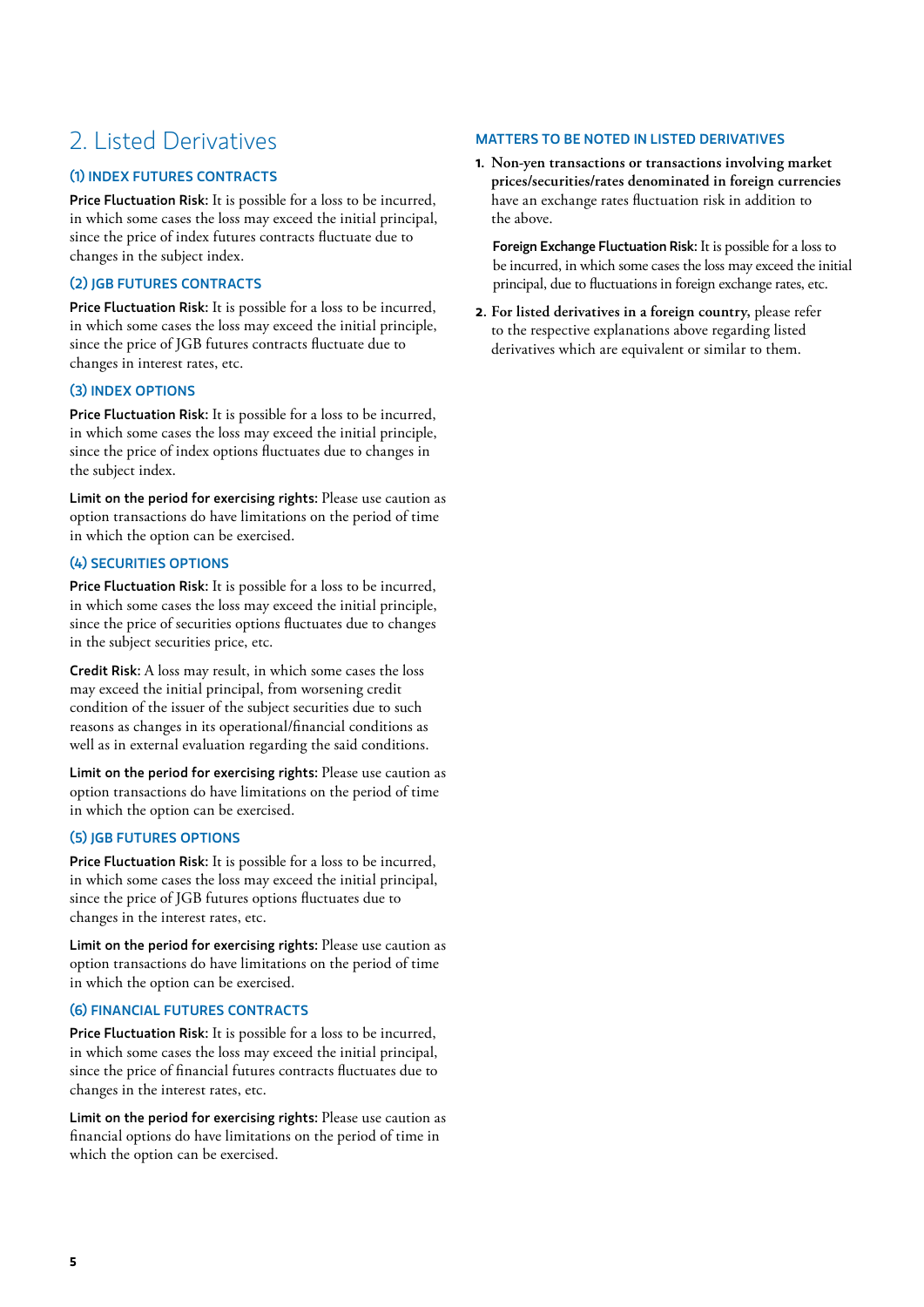## 2. Listed Derivatives

### (1) INDEX FUTURES CONTRACTS

**Price Fluctuation Risk:** It is possible for a loss to be incurred, in which some cases the loss may exceed the initial principal, since the price of index futures contracts fluctuate due to changes in the subject index.

### (2) JGB FUTURES CONTRACTS

**Price Fluctuation Risk:** It is possible for a loss to be incurred, in which some cases the loss may exceed the initial principle, since the price of JGB futures contracts fluctuate due to changes in interest rates, etc.

### (3) INDEX OPTIONS

**Price Fluctuation Risk:** It is possible for a loss to be incurred, in which some cases the loss may exceed the initial principle, since the price of index options fluctuates due to changes in the subject index.

**Limit on the period for exercising rights:** Please use caution as option transactions do have limitations on the period of time in which the option can be exercised.

### (4) SECURITIES OPTIONS

**Price Fluctuation Risk:** It is possible for a loss to be incurred, in which some cases the loss may exceed the initial principle, since the price of securities options fluctuates due to changes in the subject securities price, etc.

**Credit Risk:** A loss may result, in which some cases the loss may exceed the initial principal, from worsening credit condition of the issuer of the subject securities due to such reasons as changes in its operational/financial conditions as well as in external evaluation regarding the said conditions.

**Limit on the period for exercising rights:** Please use caution as option transactions do have limitations on the period of time in which the option can be exercised.

### (5) JGB FUTURES OPTIONS

**Price Fluctuation Risk:** It is possible for a loss to be incurred, in which some cases the loss may exceed the initial principal, since the price of JGB futures options fluctuates due to changes in the interest rates, etc.

**Limit on the period for exercising rights:** Please use caution as option transactions do have limitations on the period of time in which the option can be exercised.

### (6) FINANCIAL FUTURES CONTRACTS

**Price Fluctuation Risk:** It is possible for a loss to be incurred, in which some cases the loss may exceed the initial principal, since the price of financial futures contracts fluctuates due to changes in the interest rates, etc.

**Limit on the period for exercising rights:** Please use caution as financial options do have limitations on the period of time in which the option can be exercised.

### MATTERS TO BE NOTED IN LISTED DERIVATIVES

1. **Non-yen transactions or transactions involving market prices/securities/rates denominated in foreign currencies** have an exchange rates fluctuation risk in addition to the above.

   **Foreign Exchange Fluctuation Risk:** It is possible for a loss to be incurred, in which some cases the loss may exceed the initial principal, due to fluctuations in foreign exchange rates, etc.

2. **For listed derivatives in a foreign country,** please refer to the respective explanations above regarding listed derivatives which are equivalent or similar to them.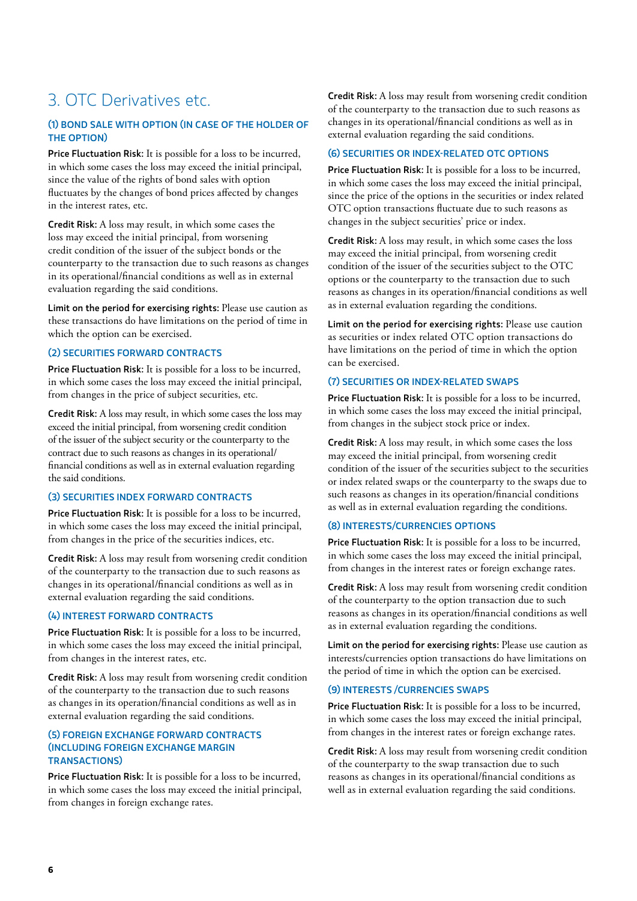# 3. OTC Derivatives etc.

## (1) BOND SALE WITH OPTION (IN CASE OF THE HOLDER OF THE OPTION)

**Price Fluctuation Risk:** It is possible for a loss to be incurred, in which some cases the loss may exceed the initial principal, since the value of the rights of bond sales with option fluctuates by the changes of bond prices affected by changes in the interest rates, etc.

**Credit Risk:** A loss may result, in which some cases the loss may exceed the initial principal, from worsening credit condition of the issuer of the subject bonds or the counterparty to the transaction due to such reasons as changes in its operational/financial conditions as well as in external evaluation regarding the said conditions.

**Limit on the period for exercising rights:** Please use caution as these transactions do have limitations on the period of time in which the option can be exercised.

## (2) SECURITIES FORWARD CONTRACTS

**Price Fluctuation Risk:** It is possible for a loss to be incurred, in which some cases the loss may exceed the initial principal, from changes in the price of subject securities, etc.

**Credit Risk:** A loss may result, in which some cases the loss may exceed the initial principal, from worsening credit condition of the issuer of the subject security or the counterparty to the contract due to such reasons as changes in its operational/ financial conditions as well as in external evaluation regarding the said conditions.

## (3) SECURITIES INDEX FORWARD CONTRACTS

**Price Fluctuation Risk:** It is possible for a loss to be incurred, in which some cases the loss may exceed the initial principal, from changes in the price of the securities indices, etc.

**Credit Risk:** A loss may result from worsening credit condition of the counterparty to the transaction due to such reasons as changes in its operational/financial conditions as well as in external evaluation regarding the said conditions.

## (4) INTEREST FORWARD CONTRACTS

**Price Fluctuation Risk:** It is possible for a loss to be incurred, in which some cases the loss may exceed the initial principal, from changes in the interest rates, etc.

**Credit Risk:** A loss may result from worsening credit condition of the counterparty to the transaction due to such reasons as changes in its operation/financial conditions as well as in external evaluation regarding the said conditions.

## (5) FOREIGN EXCHANGE FORWARD CONTRACTS (INCLUDING FOREIGN EXCHANGE MARGIN TRANSACTIONS)

**Price Fluctuation Risk:** It is possible for a loss to be incurred, in which some cases the loss may exceed the initial principal, from changes in foreign exchange rates.

**Credit Risk:** A loss may result from worsening credit condition of the counterparty to the transaction due to such reasons as changes in its operational/financial conditions as well as in external evaluation regarding the said conditions.

## (6) SECURITIES OR INDEX-RELATED OTC OPTIONS

**Price Fluctuation Risk:** It is possible for a loss to be incurred, in which some cases the loss may exceed the initial principal, since the price of the options in the securities or index related OTC option transactions fluctuate due to such reasons as changes in the subject securities' price or index.

**Credit Risk:** A loss may result, in which some cases the loss may exceed the initial principal, from worsening credit condition of the issuer of the securities subject to the OTC options or the counterparty to the transaction due to such reasons as changes in its operation/financial conditions as well as in external evaluation regarding the conditions.

**Limit on the period for exercising rights:** Please use caution as securities or index related OTC option transactions do have limitations on the period of time in which the option can be exercised.

## (7) SECURITIES OR INDEX-RELATED SWAPS

**Price Fluctuation Risk:** It is possible for a loss to be incurred, in which some cases the loss may exceed the initial principal, from changes in the subject stock price or index.

**Credit Risk:** A loss may result, in which some cases the loss may exceed the initial principal, from worsening credit condition of the issuer of the securities subject to the securities or index related swaps or the counterparty to the swaps due to such reasons as changes in its operation/financial conditions as well as in external evaluation regarding the conditions.

## (8) INTERESTS/CURRENCIES OPTIONS

**Price Fluctuation Risk:** It is possible for a loss to be incurred, in which some cases the loss may exceed the initial principal, from changes in the interest rates or foreign exchange rates.

**Credit Risk:** A loss may result from worsening credit condition of the counterparty to the option transaction due to such reasons as changes in its operation/financial conditions as well as in external evaluation regarding the conditions.

**Limit on the period for exercising rights:** Please use caution as interests/currencies option transactions do have limitations on the period of time in which the option can be exercised.

## (9) INTERESTS /CURRENCIES SWAPS

**Price Fluctuation Risk:** It is possible for a loss to be incurred, in which some cases the loss may exceed the initial principal, from changes in the interest rates or foreign exchange rates.

**Credit Risk:** A loss may result from worsening credit condition of the counterparty to the swap transaction due to such reasons as changes in its operational/financial conditions as well as in external evaluation regarding the said conditions.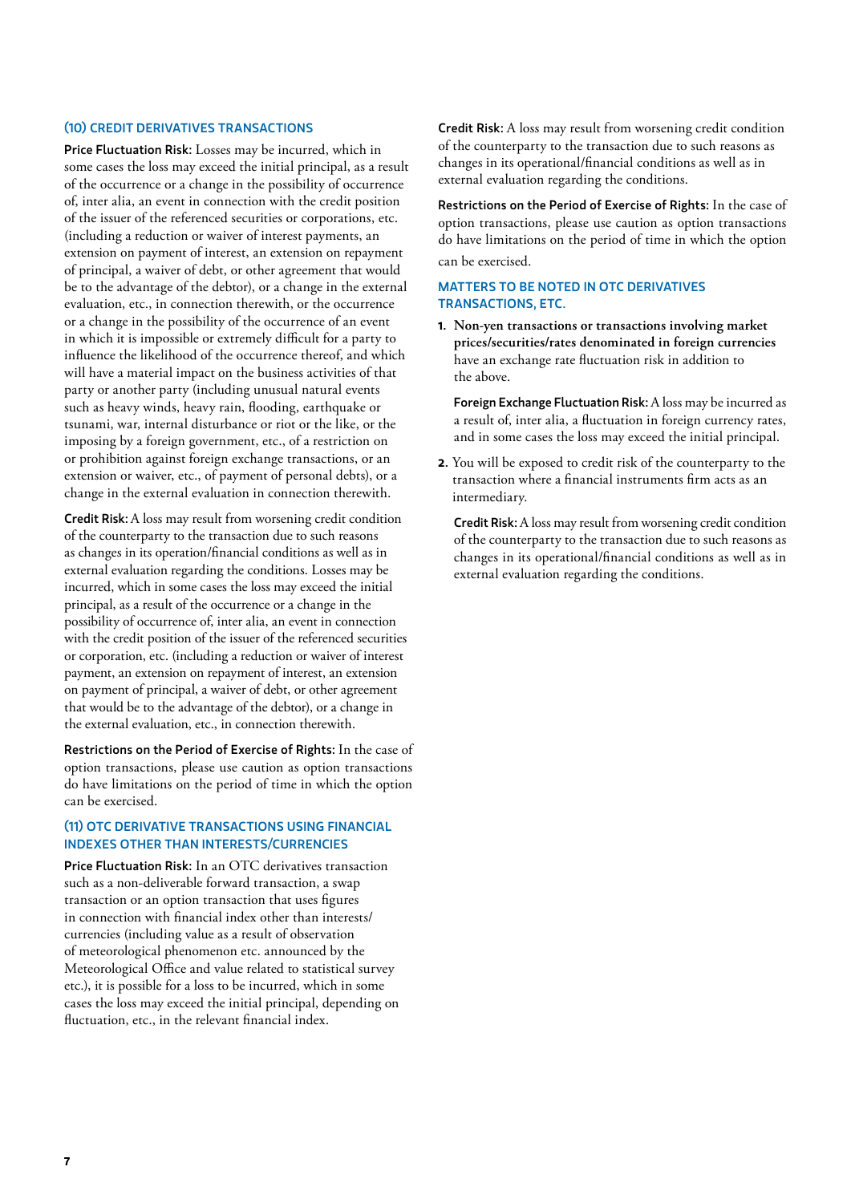### (10) CREDIT DERIVATIVES TRANSACTIONS

**Price Fluctuation Risk:** Losses may be incurred, which in some cases the loss may exceed the initial principal, as a result of the occurrence or a change in the possibility of occurrence of, inter alia, an event in connection with the credit position of the issuer of the referenced securities or corporations, etc. (including a reduction or waiver of interest payments, an extension on payment of interest, an extension on repayment of principal, a waiver of debt, or other agreement that would be to the advantage of the debtor), or a change in the external evaluation, etc., in connection therewith, or the occurrence or a change in the possibility of the occurrence of an event in which it is impossible or extremely difficult for a party to influence the likelihood of the occurrence thereof, and which will have a material impact on the business activities of that party or another party (including unusual natural events such as heavy winds, heavy rain, flooding, earthquake or tsunami, war, internal disturbance or riot or the like, or the imposing by a foreign government, etc., of a restriction on or prohibition against foreign exchange transactions, or an extension or waiver, etc., of payment of personal debts), or a change in the external evaluation in connection therewith.

**Credit Risk:** A loss may result from worsening credit condition of the counterparty to the transaction due to such reasons as changes in its operation/financial conditions as well as in external evaluation regarding the conditions. Losses may be incurred, which in some cases the loss may exceed the initial principal, as a result of the occurrence or a change in the possibility of occurrence of, inter alia, an event in connection with the credit position of the issuer of the referenced securities or corporation, etc. (including a reduction or waiver of interest payment, an extension on repayment of interest, an extension on payment of principal, a waiver of debt, or other agreement that would be to the advantage of the debtor), or a change in the external evaluation, etc., in connection therewith.

**Restrictions on the Period of Exercise of Rights:** In the case of option transactions, please use caution as option transactions do have limitations on the period of time in which the option can be exercised.

### (11) OTC DERIVATIVE TRANSACTIONS USING FINANCIAL INDEXES OTHER THAN INTERESTS/CURRENCIES

**Price Fluctuation Risk:** In an OTC derivatives transaction such as a non-deliverable forward transaction, a swap transaction or an option transaction that uses figures in connection with financial index other than interests/currencies (including value as a result of observation of meteorological phenomenon etc. announced by the Meteorological Office and value related to statistical survey etc.), it is possible for a loss to be incurred, which in some cases the loss may exceed the initial principal, depending on fluctuation, etc., in the relevant financial index.

**Credit Risk:** A loss may result from worsening credit condition of the counterparty to the transaction due to such reasons as changes in its operational/financial conditions as well as in external evaluation regarding the conditions.

**Restrictions on the Period of Exercise of Rights:** In the case of option transactions, please use caution as option transactions do have limitations on the period of time in which the option can be exercised.

### MATTERS TO BE NOTED IN OTC DERIVATIVES TRANSACTIONS, ETC.

1. **Non-yen transactions or transactions involving market prices/securities/rates denominated in foreign currencies** have an exchange rate fluctuation risk in addition to the above.

   **Foreign Exchange Fluctuation Risk:** A loss may be incurred as a result of, inter alia, a fluctuation in foreign currency rates, and in some cases the loss may exceed the initial principal.

2. You will be exposed to credit risk of the counterparty to the transaction where a financial instruments firm acts as an intermediary.

   **Credit Risk:** A loss may result from worsening credit condition of the counterparty to the transaction due to such reasons as changes in its operational/financial conditions as well as in external evaluation regarding the conditions.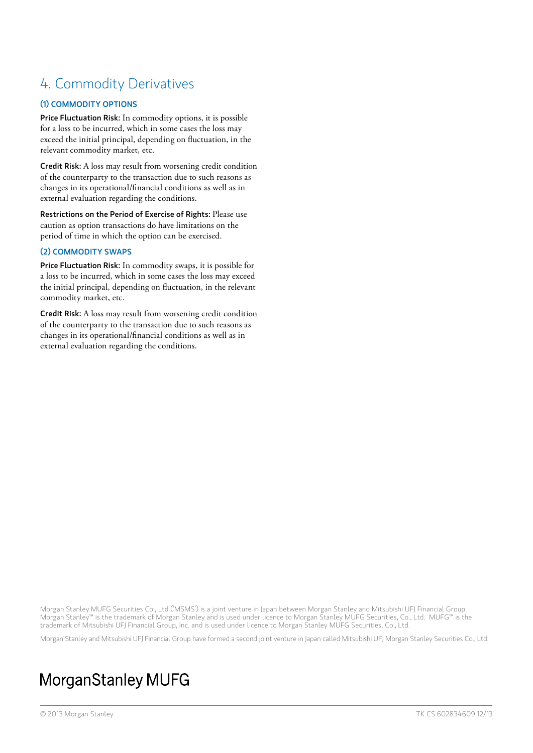## 4. Commodity Derivatives

### (1) COMMODITY OPTIONS

**Price Fluctuation Risk:** In commodity options, it is possible for a loss to be incurred, which in some cases the loss may exceed the initial principal, depending on fluctuation, in the relevant commodity market, etc.

**Credit Risk:** A loss may result from worsening credit condition of the counterparty to the transaction due to such reasons as changes in its operational/financial conditions as well as in external evaluation regarding the conditions.

**Restrictions on the Period of Exercise of Rights:** Please use caution as option transactions do have limitations on the period of time in which the option can be exercised.

### (2) COMMODITY SWAPS

**Price Fluctuation Risk:** In commodity swaps, it is possible for a loss to be incurred, which in some cases the loss may exceed the initial principal, depending on fluctuation, in the relevant commodity market, etc.

**Credit Risk:** A loss may result from worsening credit condition of the counterparty to the transaction due to such reasons as changes in its operational/financial conditions as well as in external evaluation regarding the conditions.

Morgan Stanley MUFG Securities Co., Ltd ('MSMS') is a joint venture in Japan between Morgan Stanley and Mitsubishi UFJ Financial Group. Morgan Stanley™ is the trademark of Morgan Stanley and is used under licence to Morgan Stanley MUFG Securities, Co., Ltd. MUFG™ is the trademark of Mitsubishi UFJ Financial Group, Inc. and is used under licence to Morgan Stanley MUFG Securities, Co., Ltd.

Morgan Stanley and Mitsubishi UFJ Financial Group have formed a second joint venture in Japan called Mitsubishi UFJ Morgan Stanley Securities Co., Ltd.

MorganStanley MUFG

© 2013 Morgan Stanley

TK CS 602834609 12/13